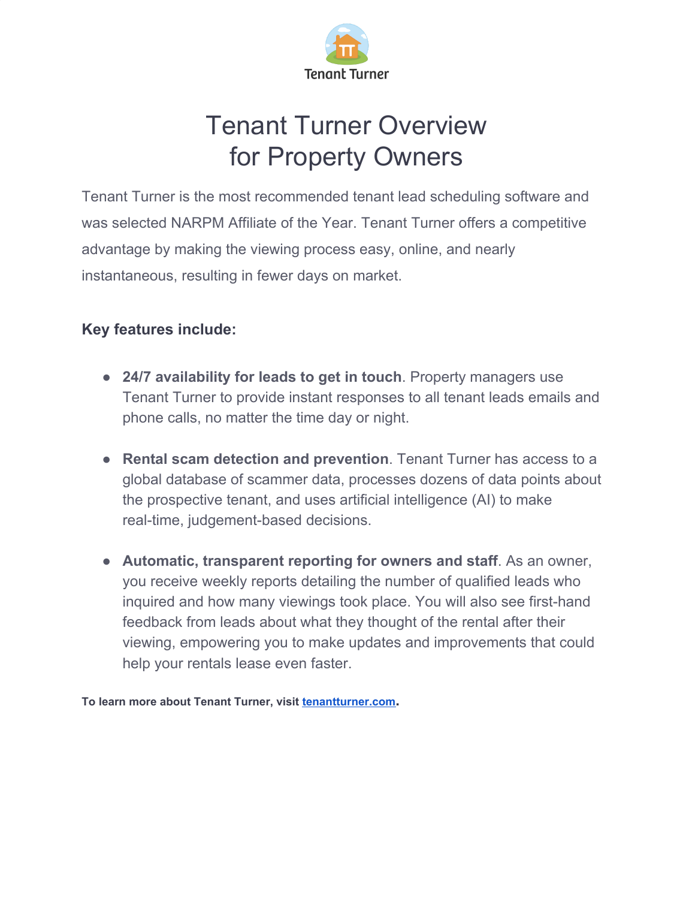Tenant Turner

# Tenant Turner Overview for Property Owners

Tenant Turner is the most recommended tenant lead scheduling software and was selected NARPM Affiliate of the Year. Tenant Turner offers a competitive advantage by making the viewing process easy, online, and nearly instantaneous, resulting in fewer days on market.

**Key features include:**

- **24/7 availability for leads to get in touch**. Property managers use Tenant Turner to provide instant responses to all tenant leads emails and phone calls, no matter the time day or night.

- **Rental scam detection and prevention**. Tenant Turner has access to a global database of scammer data, processes dozens of data points about the prospective tenant, and uses artificial intelligence (AI) to make real-time, judgement-based decisions.

- **Automatic, transparent reporting for owners and staff**. As an owner, you receive weekly reports detailing the number of qualified leads who inquired and how many viewings took place. You will also see first-hand feedback from leads about what they thought of the rental after their viewing, empowering you to make updates and improvements that could help your rentals lease even faster.

**To learn more about Tenant Turner, visit [tenantturner.com](https://tenantturner.com).**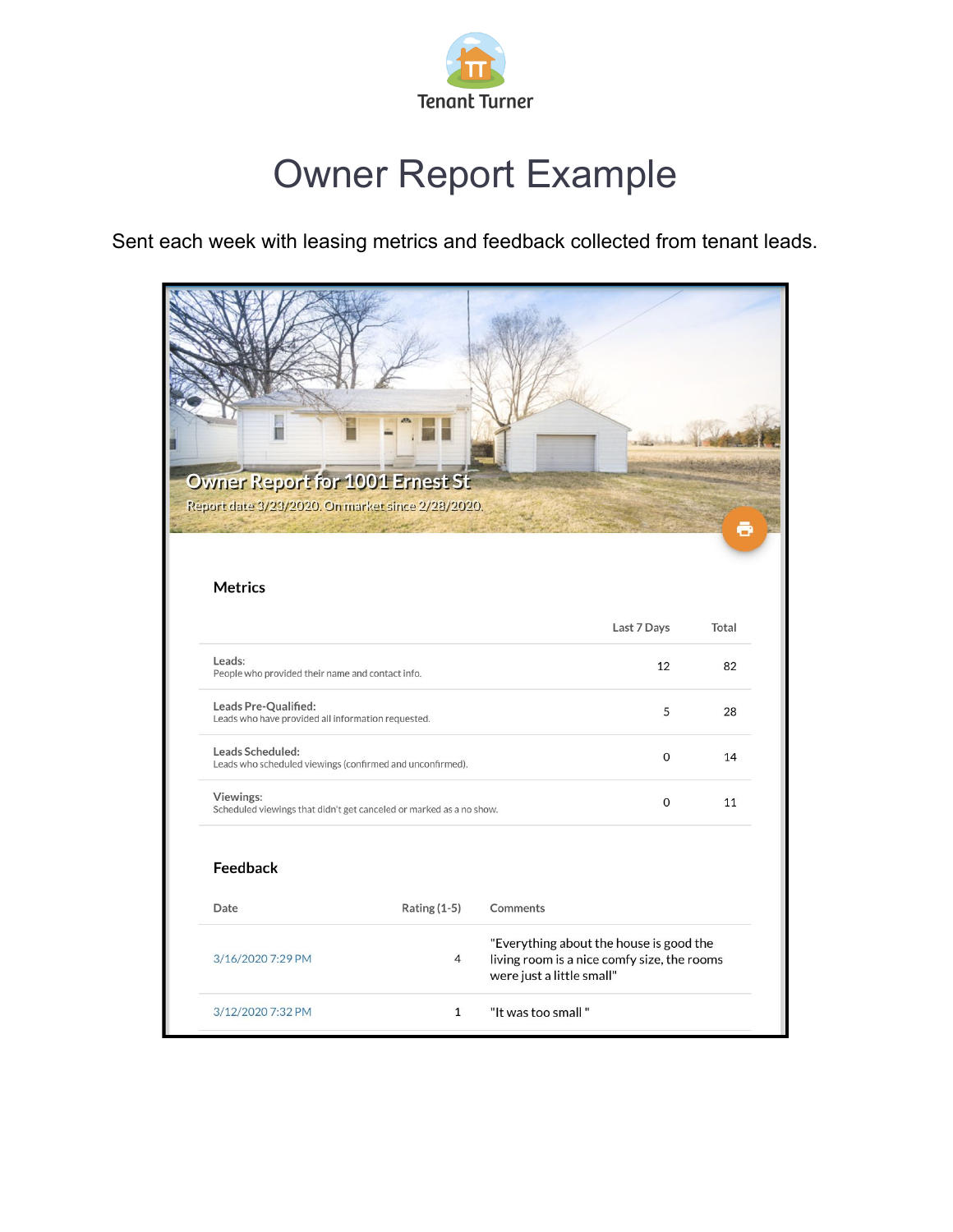Tenant Turner

# Owner Report Example

Sent each week with leasing metrics and feedback collected from tenant leads.

## Owner Report for 1001 Ernest St

Report date 3/23/2020. On market since 2/28/2020.

### Metrics

| | Last 7 Days | Total |
|---|---|---|
| **Leads:** People who provided their name and contact info. | 12 | 82 |
| **Leads Pre-Qualified:** Leads who have provided all information requested. | 5 | 28 |
| **Leads Scheduled:** Leads who scheduled viewings (confirmed and unconfirmed). | 0 | 14 |
| **Viewings:** Scheduled viewings that didn't get canceled or marked as a no show. | 0 | 11 |

### Feedback

| Date | Rating (1-5) | Comments |
|---|---|---|
| 3/16/2020 7:29 PM | 4 | "Everything about the house is good the living room is a nice comfy size, the rooms were just a little small" |
| 3/12/2020 7:32 PM | 1 | "It was too small " |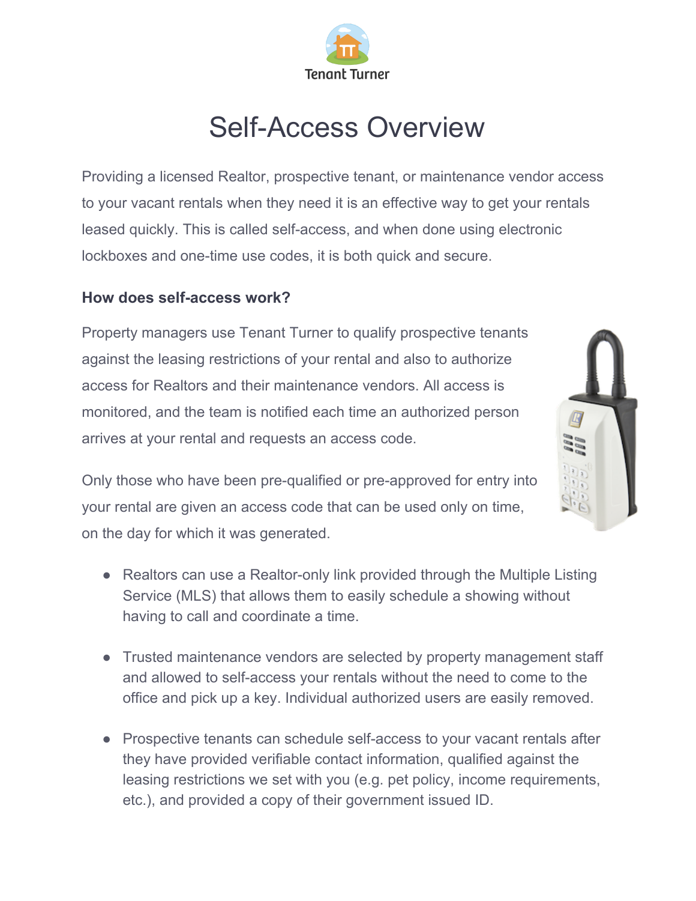Tenant Turner

# Self-Access Overview

Providing a licensed Realtor, prospective tenant, or maintenance vendor access to your vacant rentals when they need it is an effective way to get your rentals leased quickly. This is called self-access, and when done using electronic lockboxes and one-time use codes, it is both quick and secure.

**How does self-access work?**

Property managers use Tenant Turner to qualify prospective tenants against the leasing restrictions of your rental and also to authorize access for Realtors and their maintenance vendors. All access is monitored, and the team is notified each time an authorized person arrives at your rental and requests an access code.

Only those who have been pre-qualified or pre-approved for entry into your rental are given an access code that can be used only on time, on the day for which it was generated.

- Realtors can use a Realtor-only link provided through the Multiple Listing Service (MLS) that allows them to easily schedule a showing without having to call and coordinate a time.

- Trusted maintenance vendors are selected by property management staff and allowed to self-access your rentals without the need to come to the office and pick up a key. Individual authorized users are easily removed.

- Prospective tenants can schedule self-access to your vacant rentals after they have provided verifiable contact information, qualified against the leasing restrictions we set with you (e.g. pet policy, income requirements, etc.), and provided a copy of their government issued ID.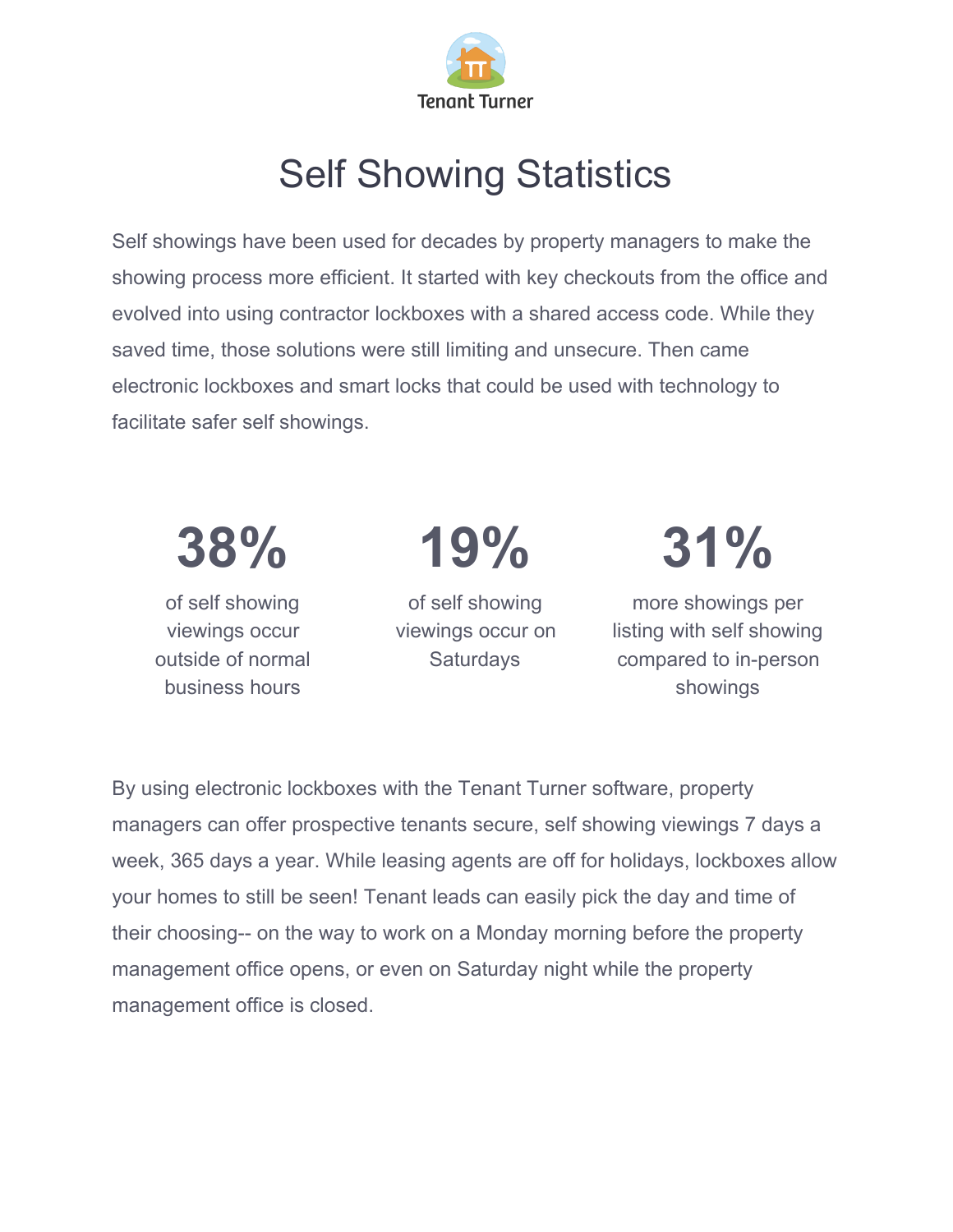Tenant Turner

# Self Showing Statistics

Self showings have been used for decades by property managers to make the showing process more efficient. It started with key checkouts from the office and evolved into using contractor lockboxes with a shared access code. While they saved time, those solutions were still limiting and unsecure. Then came electronic lockboxes and smart locks that could be used with technology to facilitate safer self showings.

**38%**

of self showing viewings occur outside of normal business hours

**19%**

of self showing viewings occur on Saturdays

**31%**

more showings per listing with self showing compared to in-person showings

By using electronic lockboxes with the Tenant Turner software, property managers can offer prospective tenants secure, self showing viewings 7 days a week, 365 days a year. While leasing agents are off for holidays, lockboxes allow your homes to still be seen! Tenant leads can easily pick the day and time of their choosing-- on the way to work on a Monday morning before the property management office opens, or even on Saturday night while the property management office is closed.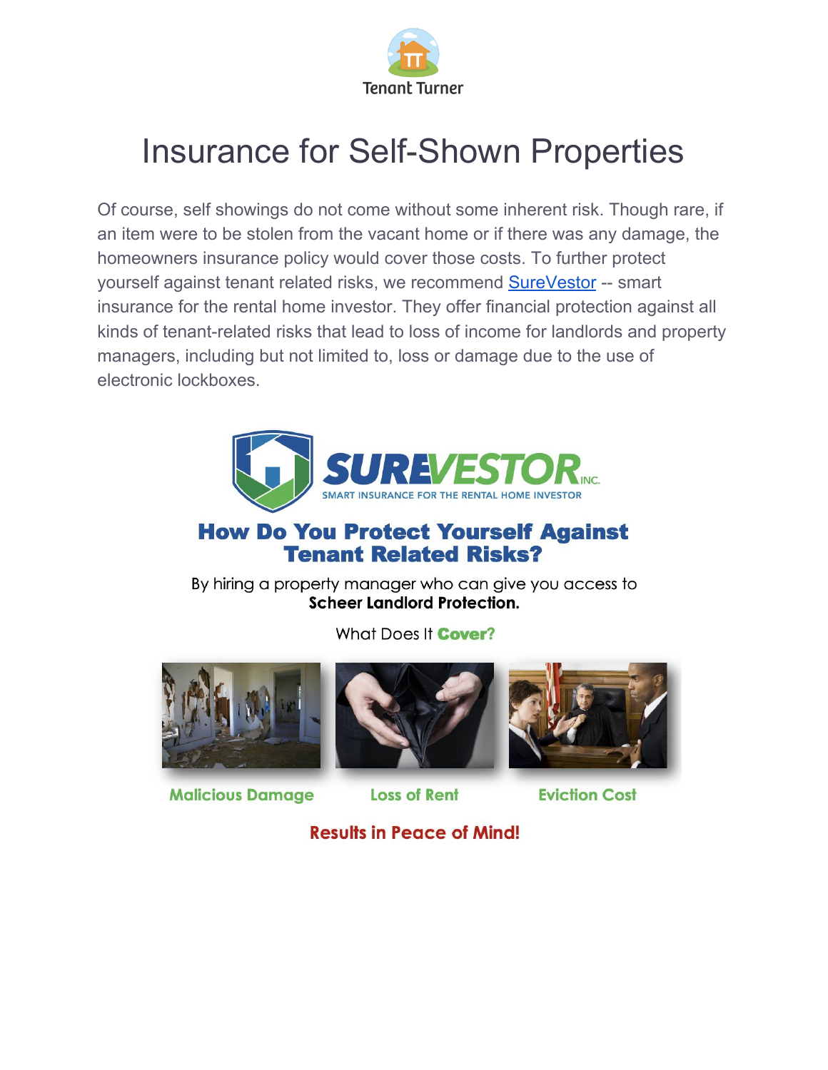Tenant Turner

# Insurance for Self-Shown Properties

Of course, self showings do not come without some inherent risk. Though rare, if an item were to be stolen from the vacant home or if there was any damage, the homeowners insurance policy would cover those costs. To further protect yourself against tenant related risks, we recommend SureVestor -- smart insurance for the rental home investor. They offer financial protection against all kinds of tenant-related risks that lead to loss of income for landlords and property managers, including but not limited to, loss or damage due to the use of electronic lockboxes.

SUREVESTOR INC.
SMART INSURANCE FOR THE RENTAL HOME INVESTOR

## How Do You Protect Yourself Against Tenant Related Risks?

By hiring a property manager who can give you access to **Scheer Landlord Protection.**

What Does It **Cover?**

Malicious Damage

Loss of Rent

Eviction Cost

**Results in Peace of Mind!**